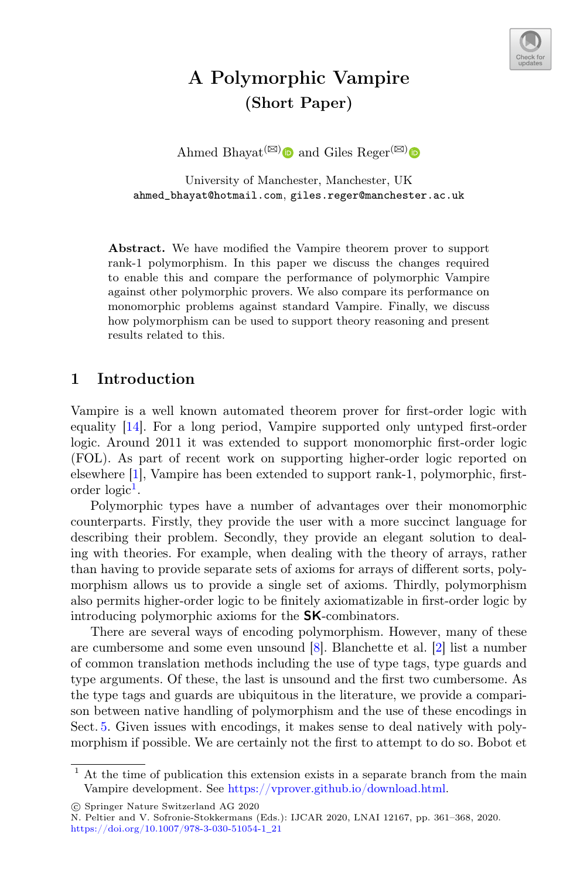# A Polymorphic Vampire

## (Short Paper)

Ahmed Bhayat(✉) and Giles Reger(✉)

University of Manchester, Manchester, UK
ahmed_bhayat@hotmail.com, giles.reger@manchester.ac.uk

**Abstract.** We have modified the Vampire theorem prover to support rank-1 polymorphism. In this paper we discuss the changes required to enable this and compare the performance of polymorphic Vampire against other polymorphic provers. We also compare its performance on monomorphic problems against standard Vampire. Finally, we discuss how polymorphism can be used to support theory reasoning and present results related to this.

## 1 Introduction

Vampire is a well known automated theorem prover for first-order logic with equality [14]. For a long period, Vampire supported only untyped first-order logic. Around 2011 it was extended to support monomorphic first-order logic (FOL). As part of recent work on supporting higher-order logic reported on elsewhere [1], Vampire has been extended to support rank-1, polymorphic, first-order logic[1].

Polymorphic types have a number of advantages over their monomorphic counterparts. Firstly, they provide the user with a more succinct language for describing their problem. Secondly, they provide an elegant solution to dealing with theories. For example, when dealing with the theory of arrays, rather than having to provide separate sets of axioms for arrays of different sorts, polymorphism allows us to provide a single set of axioms. Thirdly, polymorphism also permits higher-order logic to be finitely axiomatizable in first-order logic by introducing polymorphic axioms for the **SK**-combinators.

There are several ways of encoding polymorphism. However, many of these are cumbersome and some even unsound [8]. Blanchette et al. [2] list a number of common translation methods including the use of type tags, type guards and type arguments. Of these, the last is unsound and the first two cumbersome. As the type tags and guards are ubiquitous in the literature, we provide a comparison between native handling of polymorphism and the use of these encodings in Sect. 5. Given issues with encodings, it makes sense to deal natively with polymorphism if possible. We are certainly not the first to attempt to do so. Bobot et

[1] At the time of publication this extension exists in a separate branch from the main Vampire development. See https://vprover.github.io/download.html.

© Springer Nature Switzerland AG 2020
N. Peltier and V. Sofronie-Stokkermans (Eds.): IJCAR 2020, LNAI 12167, pp. 361–368, 2020.
https://doi.org/10.1007/978-3-030-51054-1_21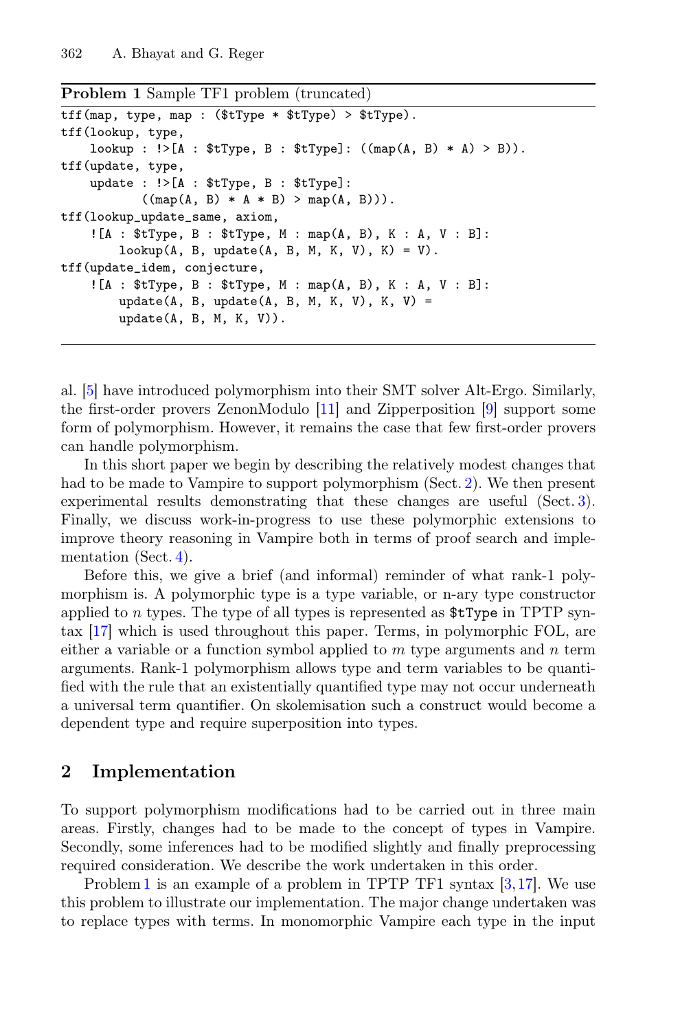**Problem 1** Sample TF1 problem (truncated)

```
tff(map, type, map : ($tType * $tType) > $tType).
tff(lookup, type,
    lookup : !>[A : $tType, B : $tType]: ((map(A, B) * A) > B)).
tff(update, type,
    update : !>[A : $tType, B : $tType]:
          ((map(A, B) * A * B) > map(A, B))).
tff(lookup_update_same, axiom,
    ![A : $tType, B : $tType, M : map(A, B), K : A, V : B]:
        lookup(A, B, update(A, B, M, K, V), K) = V).
tff(update_idem, conjecture,
    ![A : $tType, B : $tType, M : map(A, B), K : A, V : B]:
        update(A, B, update(A, B, M, K, V), K, V) =
        update(A, B, M, K, V)).
```

al. [5] have introduced polymorphism into their SMT solver Alt-Ergo. Similarly, the first-order provers ZenonModulo [11] and Zipperposition [9] support some form of polymorphism. However, it remains the case that few first-order provers can handle polymorphism.

In this short paper we begin by describing the relatively modest changes that had to be made to Vampire to support polymorphism (Sect. 2). We then present experimental results demonstrating that these changes are useful (Sect. 3). Finally, we discuss work-in-progress to use these polymorphic extensions to improve theory reasoning in Vampire both in terms of proof search and implementation (Sect. 4).

Before this, we give a brief (and informal) reminder of what rank-1 polymorphism is. A polymorphic type is a type variable, or n-ary type constructor applied to $n$ types. The type of all types is represented as `$tType` in TPTP syntax [17] which is used throughout this paper. Terms, in polymorphic FOL, are either a variable or a function symbol applied to $m$ type arguments and $n$ term arguments. Rank-1 polymorphism allows type and term variables to be quantified with the rule that an existentially quantified type may not occur underneath a universal term quantifier. On skolemisation such a construct would become a dependent type and require superposition into types.

## 2 Implementation

To support polymorphism modifications had to be carried out in three main areas. Firstly, changes had to be made to the concept of types in Vampire. Secondly, some inferences had to be modified slightly and finally preprocessing required consideration. We describe the work undertaken in this order.

Problem 1 is an example of a problem in TPTP TF1 syntax [3,17]. We use this problem to illustrate our implementation. The major change undertaken was to replace types with terms. In monomorphic Vampire each type in the input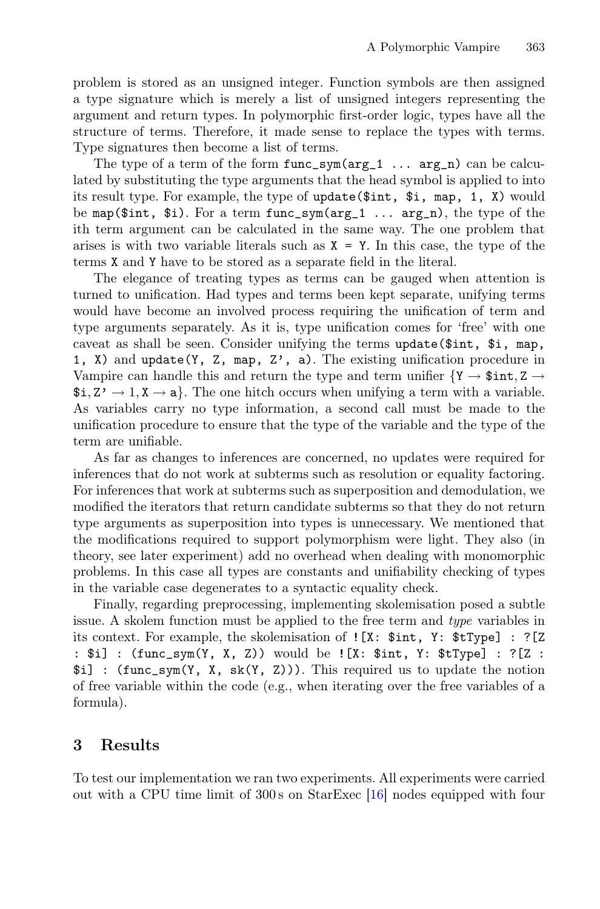problem is stored as an unsigned integer. Function symbols are then assigned a type signature which is merely a list of unsigned integers representing the argument and return types. In polymorphic first-order logic, types have all the structure of terms. Therefore, it made sense to replace the types with terms. Type signatures then become a list of terms.

The type of a term of the form `func_sym(arg_1 ... arg_n)` can be calculated by substituting the type arguments that the head symbol is applied to into its result type. For example, the type of `update($int, $i, map, 1, X)` would be `map($int, $i)`. For a term `func_sym(arg_1 ... arg_n)`, the type of the ith term argument can be calculated in the same way. The one problem that arises is with two variable literals such as `X = Y`. In this case, the type of the terms `X` and `Y` have to be stored as a separate field in the literal.

The elegance of treating types as terms can be gauged when attention is turned to unification. Had types and terms been kept separate, unifying terms would have become an involved process requiring the unification of term and type arguments separately. As it is, type unification comes for 'free' with one caveat as shall be seen. Consider unifying the terms `update($int, $i, map, 1, X)` and `update(Y, Z, map, Z', a)`. The existing unification procedure in Vampire can handle this and return the type and term unifier $\{\texttt{Y} \rightarrow \texttt{\$int}, \texttt{Z} \rightarrow \texttt{\$i}, \texttt{Z'} \rightarrow 1, \texttt{X} \rightarrow \texttt{a}\}$. The one hitch occurs when unifying a term with a variable. As variables carry no type information, a second call must be made to the unification procedure to ensure that the type of the variable and the type of the term are unifiable.

As far as changes to inferences are concerned, no updates were required for inferences that do not work at subterms such as resolution or equality factoring. For inferences that work at subterms such as superposition and demodulation, we modified the iterators that return candidate subterms so that they do not return type arguments as superposition into types is unnecessary. We mentioned that the modifications required to support polymorphism were light. They also (in theory, see later experiment) add no overhead when dealing with monomorphic problems. In this case all types are constants and unifiability checking of types in the variable case degenerates to a syntactic equality check.

Finally, regarding preprocessing, implementing skolemisation posed a subtle issue. A skolem function must be applied to the free term and *type* variables in its context. For example, the skolemisation of `![X: $int, Y: $tType] : ?[Z : $i] : (func_sym(Y, X, Z))` would be `![X: $int, Y: $tType] : ?[Z : $i] : (func_sym(Y, X, sk(Y, Z)))`. This required us to update the notion of free variable within the code (e.g., when iterating over the free variables of a formula).

## 3 Results

To test our implementation we ran two experiments. All experiments were carried out with a CPU time limit of 300 s on StarExec [16] nodes equipped with four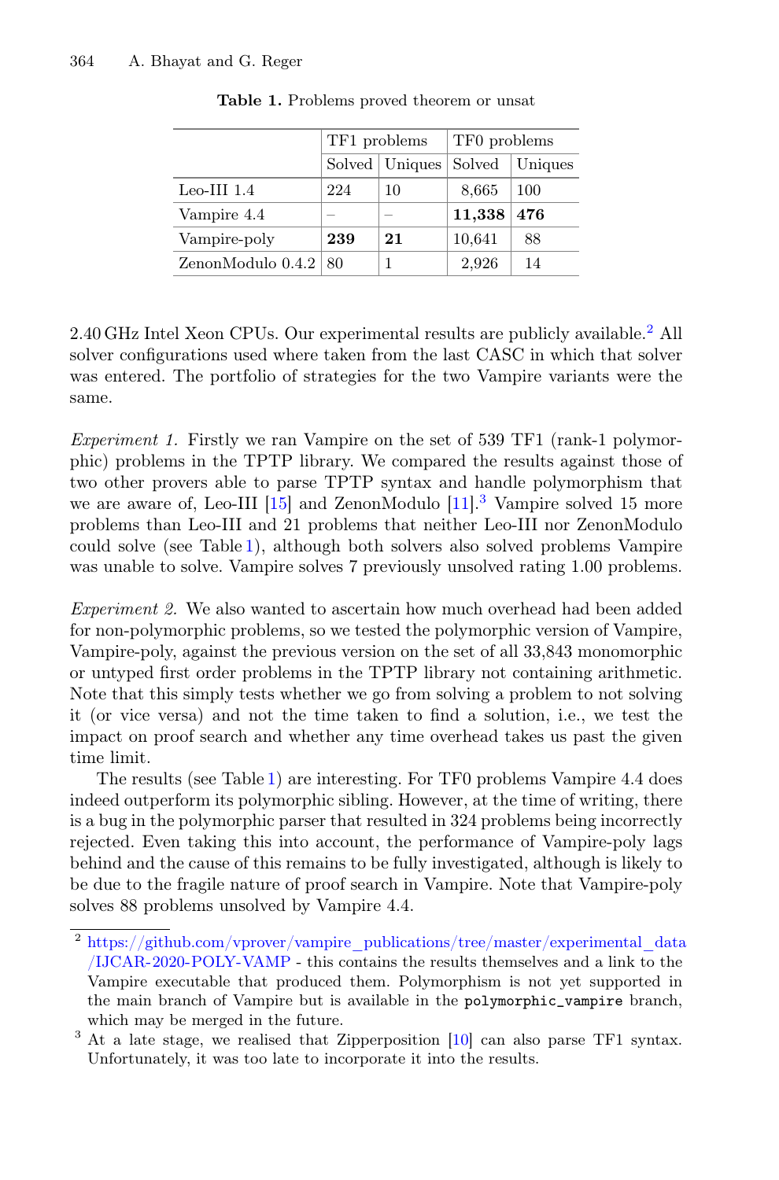**Table 1.** Problems proved theorem or unsat

| | TF1 problems | | TF0 problems | |
|---|---|---|---|---|
| | Solved | Uniques | Solved | Uniques |
| Leo-III 1.4 | 224 | 10 | 8,665 | 100 |
| Vampire 4.4 | – | – | **11,338** | **476** |
| Vampire-poly | **239** | **21** | 10,641 | 88 |
| ZenonModulo 0.4.2 | 80 | 1 | 2,926 | 14 |

2.40 GHz Intel Xeon CPUs. Our experimental results are publicly available.[2] All solver configurations used where taken from the last CASC in which that solver was entered. The portfolio of strategies for the two Vampire variants were the same.

*Experiment 1.* Firstly we ran Vampire on the set of 539 TF1 (rank-1 polymorphic) problems in the TPTP library. We compared the results against those of two other provers able to parse TPTP syntax and handle polymorphism that we are aware of, Leo-III [15] and ZenonModulo [11].[3] Vampire solved 15 more problems than Leo-III and 21 problems that neither Leo-III nor ZenonModulo could solve (see Table 1), although both solvers also solved problems Vampire was unable to solve. Vampire solves 7 previously unsolved rating 1.00 problems.

*Experiment 2.* We also wanted to ascertain how much overhead had been added for non-polymorphic problems, so we tested the polymorphic version of Vampire, Vampire-poly, against the previous version on the set of all 33,843 monomorphic or untyped first order problems in the TPTP library not containing arithmetic. Note that this simply tests whether we go from solving a problem to not solving it (or vice versa) and not the time taken to find a solution, i.e., we test the impact on proof search and whether any time overhead takes us past the given time limit.

The results (see Table 1) are interesting. For TF0 problems Vampire 4.4 does indeed outperform its polymorphic sibling. However, at the time of writing, there is a bug in the polymorphic parser that resulted in 324 problems being incorrectly rejected. Even taking this into account, the performance of Vampire-poly lags behind and the cause of this remains to be fully investigated, although is likely to be due to the fragile nature of proof search in Vampire. Note that Vampire-poly solves 88 problems unsolved by Vampire 4.4.

---

[2] https://github.com/vprover/vampire_publications/tree/master/experimental_data/IJCAR-2020-POLY-VAMP - this contains the results themselves and a link to the Vampire executable that produced them. Polymorphism is not yet supported in the main branch of Vampire but is available in the `polymorphic_vampire` branch, which may be merged in the future.

[3] At a late stage, we realised that Zipperposition [10] can also parse TF1 syntax. Unfortunately, it was too late to incorporate it into the results.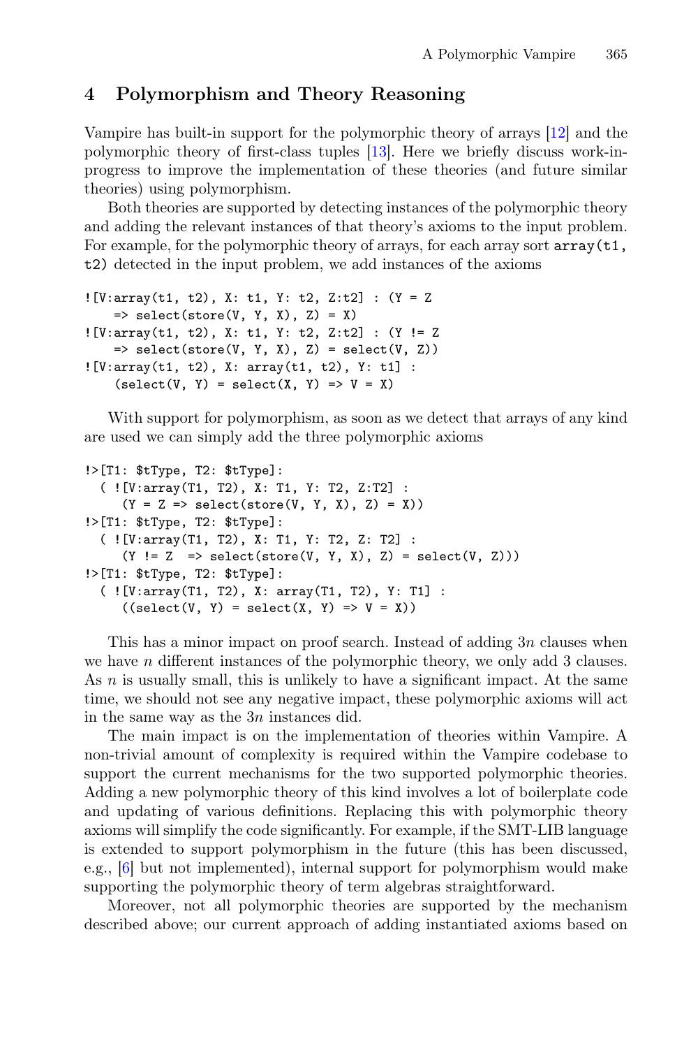## 4 Polymorphism and Theory Reasoning

Vampire has built-in support for the polymorphic theory of arrays [12] and the polymorphic theory of first-class tuples [13]. Here we briefly discuss work-in-progress to improve the implementation of these theories (and future similar theories) using polymorphism.

Both theories are supported by detecting instances of the polymorphic theory and adding the relevant instances of that theory's axioms to the input problem. For example, for the polymorphic theory of arrays, for each array sort `array(t1, t2)` detected in the input problem, we add instances of the axioms

```
![V:array(t1, t2), X: t1, Y: t2, Z:t2] : (Y = Z
    => select(store(V, Y, X), Z) = X)
![V:array(t1, t2), X: t1, Y: t2, Z:t2] : (Y != Z
    => select(store(V, Y, X), Z) = select(V, Z))
![V:array(t1, t2), X: array(t1, t2), Y: t1] :
    (select(V, Y) = select(X, Y) => V = X)
```

With support for polymorphism, as soon as we detect that arrays of any kind are used we can simply add the three polymorphic axioms

```
!>[T1: $tType, T2: $tType]:
  ( ![V:array(T1, T2), X: T1, Y: T2, Z:T2] :
     (Y = Z => select(store(V, Y, X), Z) = X))
!>[T1: $tType, T2: $tType]:
  ( ![V:array(T1, T2), X: T1, Y: T2, Z: T2] :
     (Y != Z  => select(store(V, Y, X), Z) = select(V, Z)))
!>[T1: $tType, T2: $tType]:
  ( ![V:array(T1, T2), X: array(T1, T2), Y: T1] :
     ((select(V, Y) = select(X, Y) => V = X))
```

This has a minor impact on proof search. Instead of adding $3n$ clauses when we have $n$ different instances of the polymorphic theory, we only add 3 clauses. As $n$ is usually small, this is unlikely to have a significant impact. At the same time, we should not see any negative impact, these polymorphic axioms will act in the same way as the $3n$ instances did.

The main impact is on the implementation of theories within Vampire. A non-trivial amount of complexity is required within the Vampire codebase to support the current mechanisms for the two supported polymorphic theories. Adding a new polymorphic theory of this kind involves a lot of boilerplate code and updating of various definitions. Replacing this with polymorphic theory axioms will simplify the code significantly. For example, if the SMT-LIB language is extended to support polymorphism in the future (this has been discussed, e.g., [6] but not implemented), internal support for polymorphism would make supporting the polymorphic theory of term algebras straightforward.

Moreover, not all polymorphic theories are supported by the mechanism described above; our current approach of adding instantiated axioms based on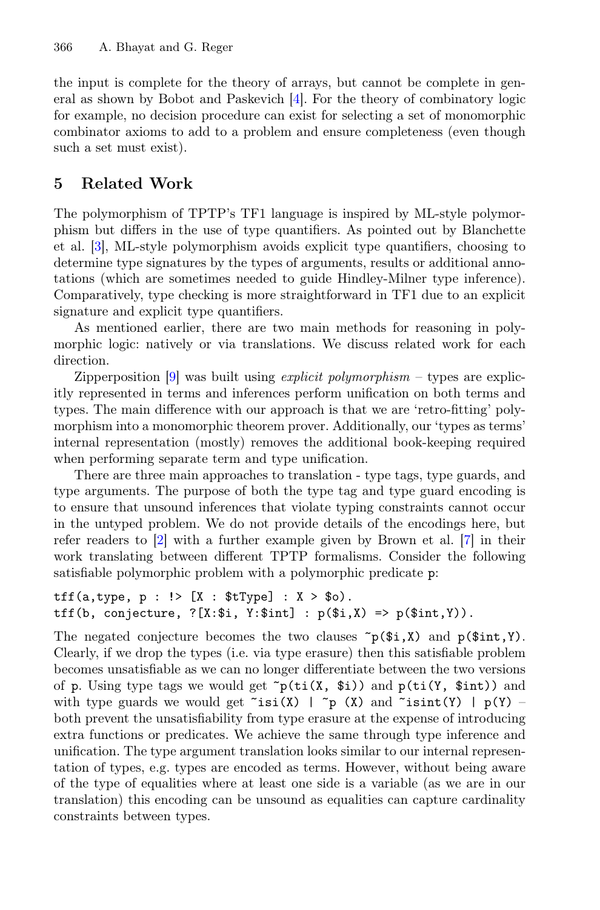the input is complete for the theory of arrays, but cannot be complete in general as shown by Bobot and Paskevich [4]. For the theory of combinatory logic for example, no decision procedure can exist for selecting a set of monomorphic combinator axioms to add to a problem and ensure completeness (even though such a set must exist).

## 5 Related Work

The polymorphism of TPTP's TF1 language is inspired by ML-style polymorphism but differs in the use of type quantifiers. As pointed out by Blanchette et al. [3], ML-style polymorphism avoids explicit type quantifiers, choosing to determine type signatures by the types of arguments, results or additional annotations (which are sometimes needed to guide Hindley-Milner type inference). Comparatively, type checking is more straightforward in TF1 due to an explicit signature and explicit type quantifiers.

As mentioned earlier, there are two main methods for reasoning in polymorphic logic: natively or via translations. We discuss related work for each direction.

Zipperposition [9] was built using *explicit polymorphism* – types are explicitly represented in terms and inferences perform unification on both terms and types. The main difference with our approach is that we are 'retro-fitting' polymorphism into a monomorphic theorem prover. Additionally, our 'types as terms' internal representation (mostly) removes the additional book-keeping required when performing separate term and type unification.

There are three main approaches to translation - type tags, type guards, and type arguments. The purpose of both the type tag and type guard encoding is to ensure that unsound inferences that violate typing constraints cannot occur in the untyped problem. We do not provide details of the encodings here, but refer readers to [2] with a further example given by Brown et al. [7] in their work translating between different TPTP formalisms. Consider the following satisfiable polymorphic problem with a polymorphic predicate `p`:

```
tff(a,type, p : !> [X : $tType] : X > $o).
tff(b, conjecture, ?[X:$i, Y:$int] : p($i,X) => p($int,Y)).
```

The negated conjecture becomes the two clauses `~p($i,X)` and `p($int,Y)`. Clearly, if we drop the types (i.e. via type erasure) then this satisfiable problem becomes unsatisfiable as we can no longer differentiate between the two versions of `p`. Using type tags we would get `~p(ti(X, $i))` and `p(ti(Y, $int))` and with type guards we would get `~isi(X) | ~p (X)` and `~isint(Y) | p(Y)` – both prevent the unsatisfiability from type erasure at the expense of introducing extra functions or predicates. We achieve the same through type inference and unification. The type argument translation looks similar to our internal representation of types, e.g. types are encoded as terms. However, without being aware of the type of equalities where at least one side is a variable (as we are in our translation) this encoding can be unsound as equalities can capture cardinality constraints between types.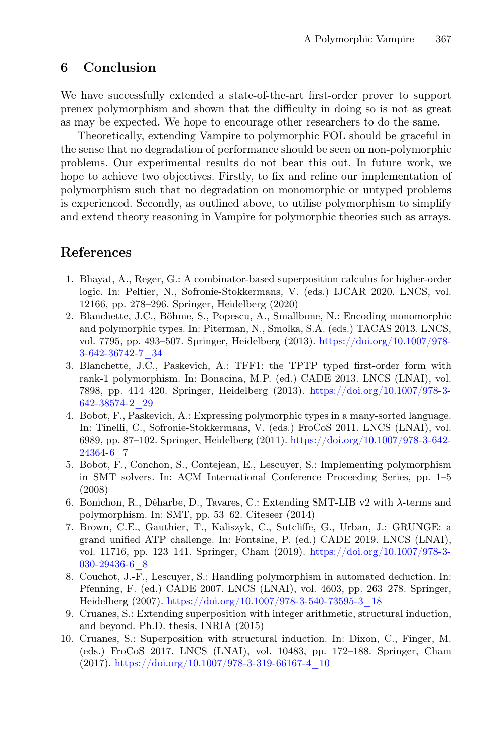## 6 Conclusion

We have successfully extended a state-of-the-art first-order prover to support prenex polymorphism and shown that the difficulty in doing so is not as great as may be expected. We hope to encourage other researchers to do the same.

Theoretically, extending Vampire to polymorphic FOL should be graceful in the sense that no degradation of performance should be seen on non-polymorphic problems. Our experimental results do not bear this out. In future work, we hope to achieve two objectives. Firstly, to fix and refine our implementation of polymorphism such that no degradation on monomorphic or untyped problems is experienced. Secondly, as outlined above, to utilise polymorphism to simplify and extend theory reasoning in Vampire for polymorphic theories such as arrays.

## References

1. Bhayat, A., Reger, G.: A combinator-based superposition calculus for higher-order logic. In: Peltier, N., Sofronie-Stokkermans, V. (eds.) IJCAR 2020. LNCS, vol. 12166, pp. 278–296. Springer, Heidelberg (2020)
2. Blanchette, J.C., Böhme, S., Popescu, A., Smallbone, N.: Encoding monomorphic and polymorphic types. In: Piterman, N., Smolka, S.A. (eds.) TACAS 2013. LNCS, vol. 7795, pp. 493–507. Springer, Heidelberg (2013). https://doi.org/10.1007/978-3-642-36742-7_34
3. Blanchette, J.C., Paskevich, A.: TFF1: the TPTP typed first-order form with rank-1 polymorphism. In: Bonacina, M.P. (ed.) CADE 2013. LNCS (LNAI), vol. 7898, pp. 414–420. Springer, Heidelberg (2013). https://doi.org/10.1007/978-3-642-38574-2_29
4. Bobot, F., Paskevich, A.: Expressing polymorphic types in a many-sorted language. In: Tinelli, C., Sofronie-Stokkermans, V. (eds.) FroCoS 2011. LNCS (LNAI), vol. 6989, pp. 87–102. Springer, Heidelberg (2011). https://doi.org/10.1007/978-3-642-24364-6_7
5. Bobot, F., Conchon, S., Contejean, E., Lescuyer, S.: Implementing polymorphism in SMT solvers. In: ACM International Conference Proceeding Series, pp. 1–5 (2008)
6. Bonichon, R., Déharbe, D., Tavares, C.: Extending SMT-LIB v2 with $\lambda$-terms and polymorphism. In: SMT, pp. 53–62. Citeseer (2014)
7. Brown, C.E., Gauthier, T., Kaliszyk, C., Sutcliffe, G., Urban, J.: GRUNGE: a grand unified ATP challenge. In: Fontaine, P. (ed.) CADE 2019. LNCS (LNAI), vol. 11716, pp. 123–141. Springer, Cham (2019). https://doi.org/10.1007/978-3-030-29436-6_8
8. Couchot, J.-F., Lescuyer, S.: Handling polymorphism in automated deduction. In: Pfenning, F. (ed.) CADE 2007. LNCS (LNAI), vol. 4603, pp. 263–278. Springer, Heidelberg (2007). https://doi.org/10.1007/978-3-540-73595-3_18
9. Cruanes, S.: Extending superposition with integer arithmetic, structural induction, and beyond. Ph.D. thesis, INRIA (2015)
10. Cruanes, S.: Superposition with structural induction. In: Dixon, C., Finger, M. (eds.) FroCoS 2017. LNCS (LNAI), vol. 10483, pp. 172–188. Springer, Cham (2017). https://doi.org/10.1007/978-3-319-66167-4_10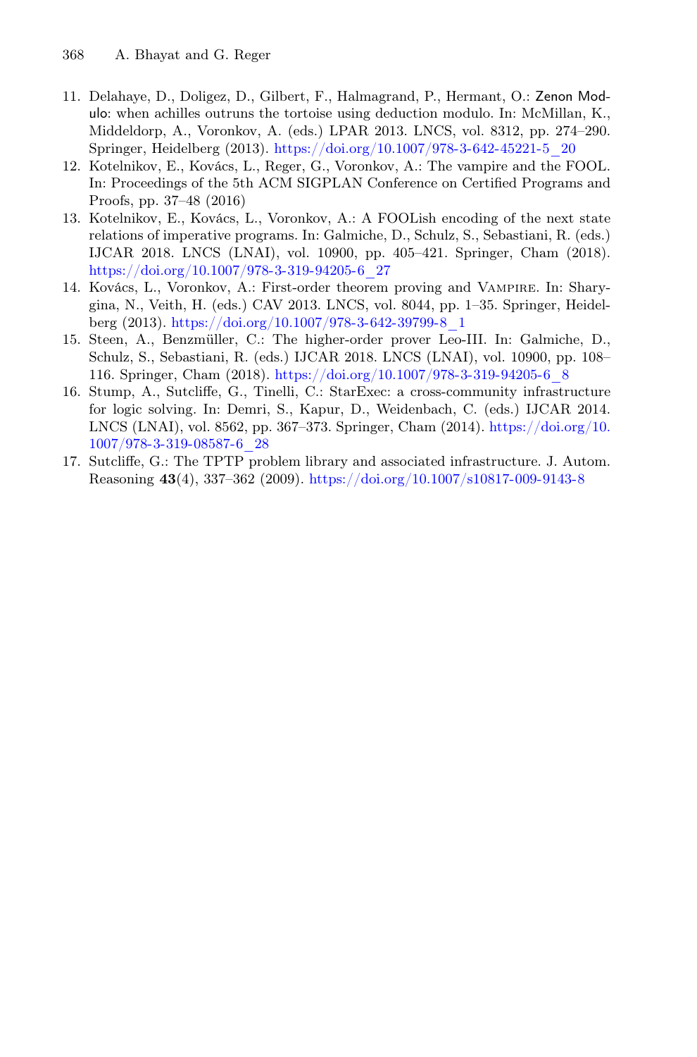11. Delahaye, D., Doligez, D., Gilbert, F., Halmagrand, P., Hermant, O.: Zenon Modulo: when achilles outruns the tortoise using deduction modulo. In: McMillan, K., Middeldorp, A., Voronkov, A. (eds.) LPAR 2013. LNCS, vol. 8312, pp. 274–290. Springer, Heidelberg (2013). https://doi.org/10.1007/978-3-642-45221-5_20
12. Kotelnikov, E., Kovács, L., Reger, G., Voronkov, A.: The vampire and the FOOL. In: Proceedings of the 5th ACM SIGPLAN Conference on Certified Programs and Proofs, pp. 37–48 (2016)
13. Kotelnikov, E., Kovács, L., Voronkov, A.: A FOOLish encoding of the next state relations of imperative programs. In: Galmiche, D., Schulz, S., Sebastiani, R. (eds.) IJCAR 2018. LNCS (LNAI), vol. 10900, pp. 405–421. Springer, Cham (2018). https://doi.org/10.1007/978-3-319-94205-6_27
14. Kovács, L., Voronkov, A.: First-order theorem proving and Vampire. In: Sharygina, N., Veith, H. (eds.) CAV 2013. LNCS, vol. 8044, pp. 1–35. Springer, Heidelberg (2013). https://doi.org/10.1007/978-3-642-39799-8_1
15. Steen, A., Benzmüller, C.: The higher-order prover Leo-III. In: Galmiche, D., Schulz, S., Sebastiani, R. (eds.) IJCAR 2018. LNCS (LNAI), vol. 10900, pp. 108–116. Springer, Cham (2018). https://doi.org/10.1007/978-3-319-94205-6_8
16. Stump, A., Sutcliffe, G., Tinelli, C.: StarExec: a cross-community infrastructure for logic solving. In: Demri, S., Kapur, D., Weidenbach, C. (eds.) IJCAR 2014. LNCS (LNAI), vol. 8562, pp. 367–373. Springer, Cham (2014). https://doi.org/10.1007/978-3-319-08587-6_28
17. Sutcliffe, G.: The TPTP problem library and associated infrastructure. J. Autom. Reasoning **43**(4), 337–362 (2009). https://doi.org/10.1007/s10817-009-9143-8